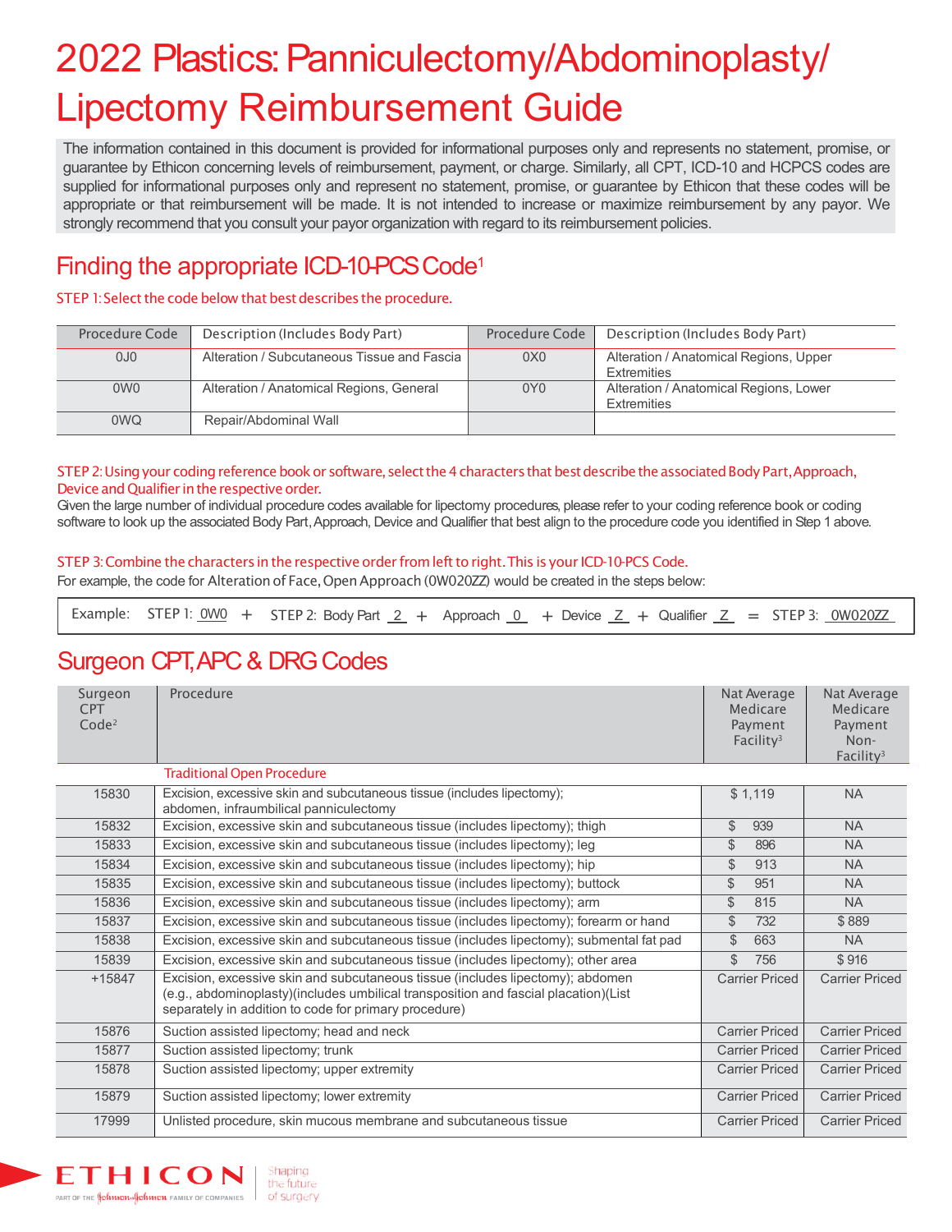# 2022 Plastics: Panniculectomy/Abdominoplasty/ Lipectomy Reimbursement Guide

The information contained in this document is provided for informational purposes only and represents no statement, promise, or guarantee by Ethicon concerning levels of reimbursement, payment, or charge. Similarly, all CPT, ICD-10 and HCPCS codes are supplied for informational purposes only and represent no statement, promise, or guarantee by Ethicon that these codes will be appropriate or that reimbursement will be made. It is not intended to increase or maximize reimbursement by any payor. We strongly recommend that you consult your payor organization with regard to its reimbursement policies.

## Finding the appropriate ICD-10-PCS Code[1]

STEP 1: Select the code below that best describes the procedure.

| Procedure Code | Description (Includes Body Part) | Procedure Code | Description (Includes Body Part) |
|---|---|---|---|
| 0J0 | Alteration / Subcutaneous Tissue and Fascia | 0X0 | Alteration / Anatomical Regions, Upper Extremities |
| 0W0 | Alteration / Anatomical Regions, General | 0Y0 | Alteration / Anatomical Regions, Lower Extremities |
| 0WQ | Repair/Abdominal Wall | | |

STEP 2: Using your coding reference book or software, select the 4 characters that best describe the associated Body Part, Approach, Device and Qualifier in the respective order.

Given the large number of individual procedure codes available for lipectomy procedures, please refer to your coding reference book or coding software to look up the associated Body Part, Approach, Device and Qualifier that best align to the procedure code you identified in Step 1 above.

STEP 3: Combine the characters in the respective order from left to right. This is your ICD-10-PCS Code.

For example, the code for Alteration of Face, Open Approach (0W020ZZ) would be created in the steps below:

Example: STEP 1: 0W0 + STEP 2: Body Part 2 + Approach 0 + Device Z + Qualifier Z = STEP 3: 0W020ZZ

## Surgeon CPT, APC & DRG Codes

| Surgeon CPT Code[2] | Procedure | Nat Average Medicare Payment Facility[3] | Nat Average Medicare Payment Non-Facility[3] |
|---|---|---|---|
| | Traditional Open Procedure | | |
| 15830 | Excision, excessive skin and subcutaneous tissue (includes lipectomy); abdomen, infraumbilical panniculectomy | $ 1,119 | NA |
| 15832 | Excision, excessive skin and subcutaneous tissue (includes lipectomy); thigh | $ 939 | NA |
| 15833 | Excision, excessive skin and subcutaneous tissue (includes lipectomy); leg | $ 896 | NA |
| 15834 | Excision, excessive skin and subcutaneous tissue (includes lipectomy); hip | $ 913 | NA |
| 15835 | Excision, excessive skin and subcutaneous tissue (includes lipectomy); buttock | $ 951 | NA |
| 15836 | Excision, excessive skin and subcutaneous tissue (includes lipectomy); arm | $ 815 | NA |
| 15837 | Excision, excessive skin and subcutaneous tissue (includes lipectomy); forearm or hand | $ 732 | $ 889 |
| 15838 | Excision, excessive skin and subcutaneous tissue (includes lipectomy); submental fat pad | $ 663 | NA |
| 15839 | Excision, excessive skin and subcutaneous tissue (includes lipectomy); other area | $ 756 | $ 916 |
| +15847 | Excision, excessive skin and subcutaneous tissue (includes lipectomy); abdomen (e.g., abdominoplasty)(includes umbilical transposition and fascial placation)(List separately in addition to code for primary procedure) | Carrier Priced | Carrier Priced |
| 15876 | Suction assisted lipectomy; head and neck | Carrier Priced | Carrier Priced |
| 15877 | Suction assisted lipectomy; trunk | Carrier Priced | Carrier Priced |
| 15878 | Suction assisted lipectomy; upper extremity | Carrier Priced | Carrier Priced |
| 15879 | Suction assisted lipectomy; lower extremity | Carrier Priced | Carrier Priced |
| 17999 | Unlisted procedure, skin mucous membrane and subcutaneous tissue | Carrier Priced | Carrier Priced |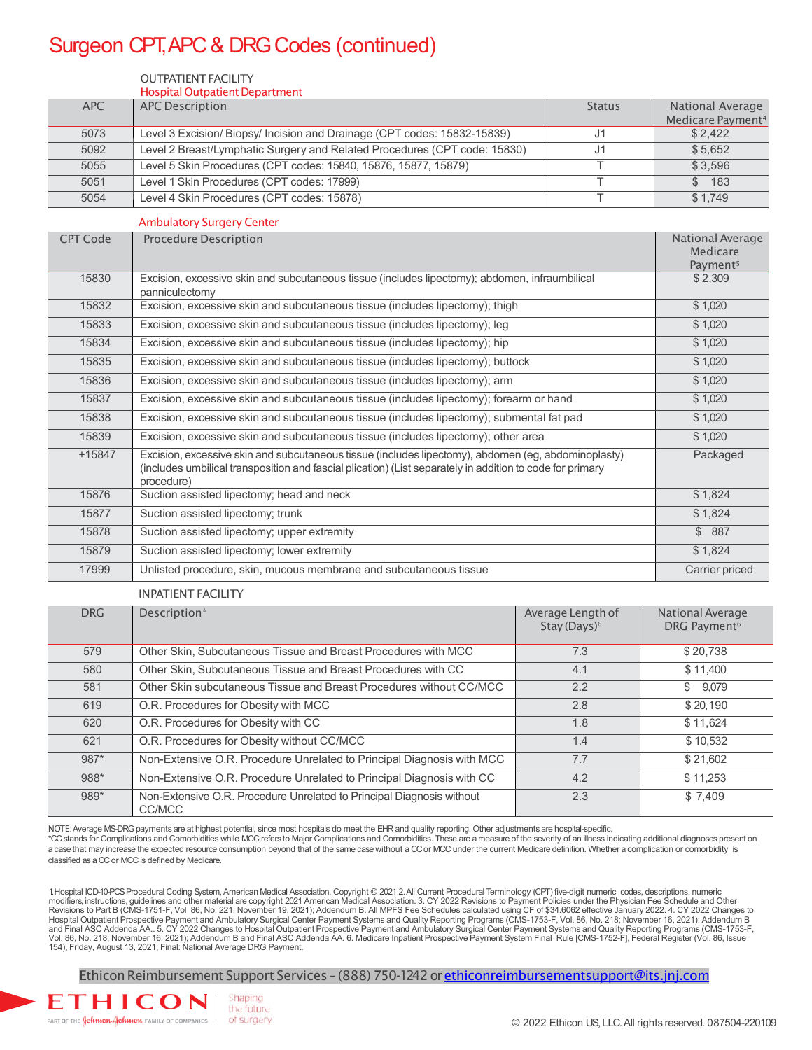# Surgeon CPT, APC & DRG Codes (continued)

OUTPATIENT FACILITY

Hospital Outpatient Department

| APC | APC Description | Status | National Average Medicare Payment[4] |
|---|---|---|---|
| 5073 | Level 3 Excision/ Biopsy/ Incision and Drainage (CPT codes: 15832-15839) | J1 | $ 2,422 |
| 5092 | Level 2 Breast/Lymphatic Surgery and Related Procedures (CPT code: 15830) | J1 | $ 5,652 |
| 5055 | Level 5 Skin Procedures (CPT codes: 15840, 15876, 15877, 15879) | T | $ 3,596 |
| 5051 | Level 1 Skin Procedures (CPT codes: 17999) | T | $ 183 |
| 5054 | Level 4 Skin Procedures (CPT codes: 15878) | T | $ 1,749 |

Ambulatory Surgery Center

| CPT Code | Procedure Description | National Average Medicare Payment[5] |
|---|---|---|
| 15830 | Excision, excessive skin and subcutaneous tissue (includes lipectomy); abdomen, infraumbilical panniculectomy | $ 2,309 |
| 15832 | Excision, excessive skin and subcutaneous tissue (includes lipectomy); thigh | $ 1,020 |
| 15833 | Excision, excessive skin and subcutaneous tissue (includes lipectomy); leg | $ 1,020 |
| 15834 | Excision, excessive skin and subcutaneous tissue (includes lipectomy); hip | $ 1,020 |
| 15835 | Excision, excessive skin and subcutaneous tissue (includes lipectomy); buttock | $ 1,020 |
| 15836 | Excision, excessive skin and subcutaneous tissue (includes lipectomy); arm | $ 1,020 |
| 15837 | Excision, excessive skin and subcutaneous tissue (includes lipectomy); forearm or hand | $ 1,020 |
| 15838 | Excision, excessive skin and subcutaneous tissue (includes lipectomy); submental fat pad | $ 1,020 |
| 15839 | Excision, excessive skin and subcutaneous tissue (includes lipectomy); other area | $ 1,020 |
| +15847 | Excision, excessive skin and subcutaneous tissue (includes lipectomy), abdomen (eg, abdominoplasty) (includes umbilical transposition and fascial plication) (List separately in addition to code for primary procedure) | Packaged |
| 15876 | Suction assisted lipectomy; head and neck | $ 1,824 |
| 15877 | Suction assisted lipectomy; trunk | $ 1,824 |
| 15878 | Suction assisted lipectomy; upper extremity | $ 887 |
| 15879 | Suction assisted lipectomy; lower extremity | $ 1,824 |
| 17999 | Unlisted procedure, skin, mucous membrane and subcutaneous tissue | Carrier priced |

INPATIENT FACILITY

| DRG | Description* | Average Length of Stay (Days)[6] | National Average DRG Payment[6] |
|---|---|---|---|
| 579 | Other Skin, Subcutaneous Tissue and Breast Procedures with MCC | 7.3 | $ 20,738 |
| 580 | Other Skin, Subcutaneous Tissue and Breast Procedures with CC | 4.1 | $ 11,400 |
| 581 | Other Skin subcutaneous Tissue and Breast Procedures without CC/MCC | 2.2 | $ 9,079 |
| 619 | O.R. Procedures for Obesity with MCC | 2.8 | $ 20,190 |
| 620 | O.R. Procedures for Obesity with CC | 1.8 | $ 11,624 |
| 621 | O.R. Procedures for Obesity without CC/MCC | 1.4 | $ 10,532 |
| 987* | Non-Extensive O.R. Procedure Unrelated to Principal Diagnosis with MCC | 7.7 | $ 21,602 |
| 988* | Non-Extensive O.R. Procedure Unrelated to Principal Diagnosis with CC | 4.2 | $ 11,253 |
| 989* | Non-Extensive O.R. Procedure Unrelated to Principal Diagnosis without CC/MCC | 2.3 | $ 7,409 |

NOTE: Average MS-DRG payments are at highest potential, since most hospitals do meet the EHR and quality reporting. Other adjustments are hospital-specific.
*CC stands for Complications and Comorbidities while MCC refers to Major Complications and Comorbidities. These are a measure of the severity of an illness indicating additional diagnoses present on a case that may increase the expected resource consumption beyond that of the same case without a CC or MCC under the current Medicare definition. Whether a complication or comorbidity is classified as a CC or MCC is defined by Medicare.

1.Hospital ICD-10-PCS Procedural Coding System, American Medical Association. Copyright © 2021 2. All Current Procedural Terminology (CPT) five-digit numeric codes, descriptions, numeric modifiers, instructions, guidelines and other material are copyright 2021 American Medical Association. 3. CY 2022 Revisions to Payment Policies under the Physician Fee Schedule and Other Revisions to Part B (CMS-1751-F, Vol 86, No. 221; November 19, 2021); Addendum B. All MPFS Fee Schedules calculated using CF of $34.6062 effective January 2022. 4. CY 2022 Changes to Hospital Outpatient Prospective Payment and Ambulatory Surgical Center Payment Systems and Quality Reporting Programs (CMS-1753-F, Vol. 86, No. 218; November 16, 2021); Addendum B and Final ASC Addenda AA.. 5. CY 2022 Changes to Hospital Outpatient Prospective Payment and Ambulatory Surgical Center Payment Systems and Quality Reporting Programs (CMS-1753-F, Vol. 86, No. 218; November 16, 2021); Addendum B and Final ASC Addenda AA. 6. Medicare Inpatient Prospective Payment System Final Rule [CMS-1752-F], Federal Register (Vol. 86, Issue 154), Friday, August 13, 2021; Final: National Average DRG Payment.

Ethicon Reimbursement Support Services – (888) 750-1242 or ethiconreimbursementsupport@its.jnj.com

ETHICON PART OF THE Johnson & Johnson FAMILY OF COMPANIES | Shaping the future of surgery

© 2022 Ethicon US, LLC. All rights reserved. 087504-220109